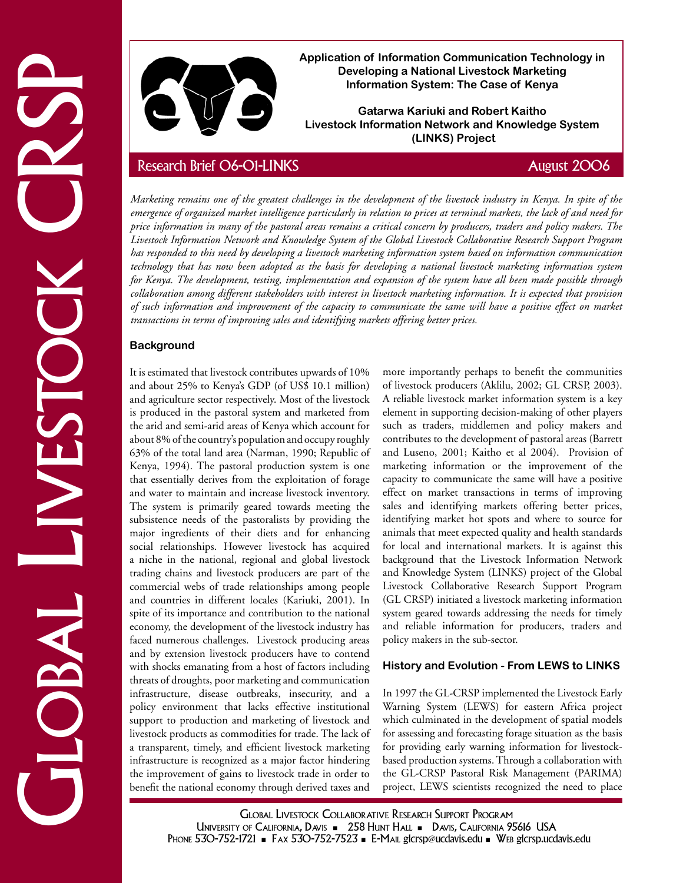# Application of Information Communication Technology in Developing a National Livestock Marketing Information System: The Case of Kenya

**Gatarwa Kariuki and Robert Kaitho**
**Livestock Information Network and Knowledge System (LINKS) Project**

Research Brief 06-01-LINKS — August 2006

*Marketing remains one of the greatest challenges in the development of the livestock industry in Kenya. In spite of the emergence of organized market intelligence particularly in relation to prices at terminal markets, the lack of and need for price information in many of the pastoral areas remains a critical concern by producers, traders and policy makers. The Livestock Information Network and Knowledge System of the Global Livestock Collaborative Research Support Program has responded to this need by developing a livestock marketing information system based on information communication technology that has now been adopted as the basis for developing a national livestock marketing information system for Kenya. The development, testing, implementation and expansion of the system have all been made possible through collaboration among different stakeholders with interest in livestock marketing information. It is expected that provision of such information and improvement of the capacity to communicate the same will have a positive effect on market transactions in terms of improving sales and identifying markets offering better prices.*

## Background

It is estimated that livestock contributes upwards of 10% and about 25% to Kenya's GDP (of US$ 10.1 million) and agriculture sector respectively. Most of the livestock is produced in the pastoral system and marketed from the arid and semi-arid areas of Kenya which account for about 8% of the country's population and occupy roughly 63% of the total land area (Narman, 1990; Republic of Kenya, 1994). The pastoral production system is one that essentially derives from the exploitation of forage and water to maintain and increase livestock inventory. The system is primarily geared towards meeting the subsistence needs of the pastoralists by providing the major ingredients of their diets and for enhancing social relationships. However livestock has acquired a niche in the national, regional and global livestock trading chains and livestock producers are part of the commercial webs of trade relationships among people and countries in different locales (Kariuki, 2001). In spite of its importance and contribution to the national economy, the development of the livestock industry has faced numerous challenges. Livestock producing areas and by extension livestock producers have to contend with shocks emanating from a host of factors including threats of droughts, poor marketing and communication infrastructure, disease outbreaks, insecurity, and a policy environment that lacks effective institutional support to production and marketing of livestock and livestock products as commodities for trade. The lack of a transparent, timely, and efficient livestock marketing infrastructure is recognized as a major factor hindering the improvement of gains to livestock trade in order to benefit the national economy through derived taxes and more importantly perhaps to benefit the communities of livestock producers (Aklilu, 2002; GL CRSP, 2003). A reliable livestock market information system is a key element in supporting decision-making of other players such as traders, middlemen and policy makers and contributes to the development of pastoral areas (Barrett and Luseno, 2001; Kaitho et al 2004). Provision of marketing information or the improvement of the capacity to communicate the same will have a positive effect on market transactions in terms of improving sales and identifying markets offering better prices, identifying market hot spots and where to source for animals that meet expected quality and health standards for local and international markets. It is against this background that the Livestock Information Network and Knowledge System (LINKS) project of the Global Livestock Collaborative Research Support Program (GL CRSP) initiated a livestock marketing information system geared towards addressing the needs for timely and reliable information for producers, traders and policy makers in the sub-sector.

## History and Evolution - From LEWS to LINKS

In 1997 the GL-CRSP implemented the Livestock Early Warning System (LEWS) for eastern Africa project which culminated in the development of spatial models for assessing and forecasting forage situation as the basis for providing early warning information for livestock-based production systems. Through a collaboration with the GL-CRSP Pastoral Risk Management (PARIMA) project, LEWS scientists recognized the need to place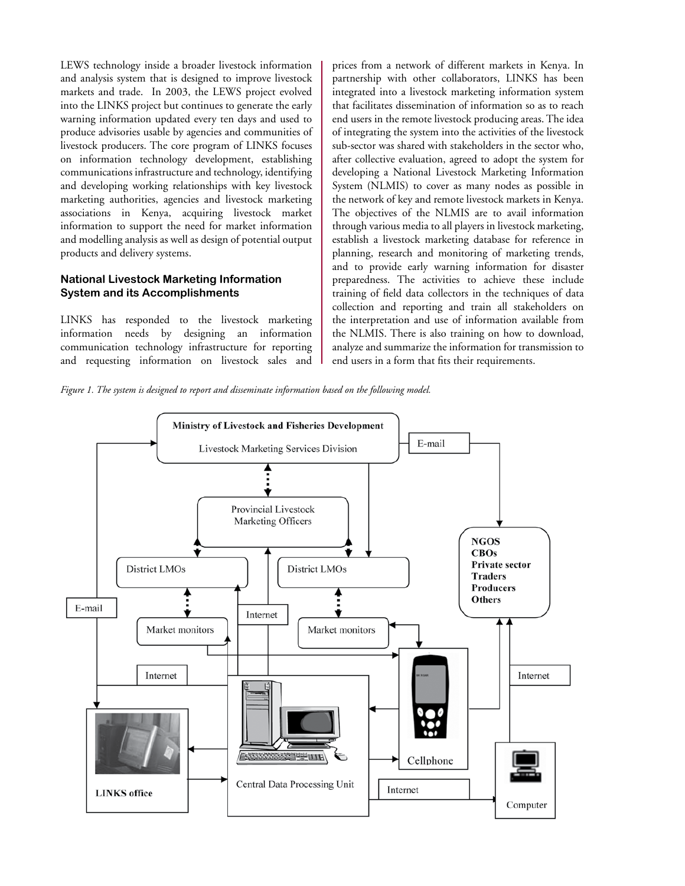LEWS technology inside a broader livestock information and analysis system that is designed to improve livestock markets and trade. In 2003, the LEWS project evolved into the LINKS project but continues to generate the early warning information updated every ten days and used to produce advisories usable by agencies and communities of livestock producers. The core program of LINKS focuses on information technology development, establishing communications infrastructure and technology, identifying and developing working relationships with key livestock marketing authorities, agencies and livestock marketing associations in Kenya, acquiring livestock market information to support the need for market information and modelling analysis as well as design of potential output products and delivery systems.

### National Livestock Marketing Information System and its Accomplishments

LINKS has responded to the livestock marketing information needs by designing an information communication technology infrastructure for reporting and requesting information on livestock sales and prices from a network of different markets in Kenya. In partnership with other collaborators, LINKS has been integrated into a livestock marketing information system that facilitates dissemination of information so as to reach end users in the remote livestock producing areas. The idea of integrating the system into the activities of the livestock sub-sector was shared with stakeholders in the sector who, after collective evaluation, agreed to adopt the system for developing a National Livestock Marketing Information System (NLMIS) to cover as many nodes as possible in the network of key and remote livestock markets in Kenya. The objectives of the NLMIS are to avail information through various media to all players in livestock marketing, establish a livestock marketing database for reference in planning, research and monitoring of marketing trends, and to provide early warning information for disaster preparedness. The activities to achieve these include training of field data collectors in the techniques of data collection and reporting and train all stakeholders on the interpretation and use of information available from the NLMIS. There is also training on how to download, analyze and summarize the information for transmission to end users in a form that fits their requirements.

*Figure 1. The system is designed to report and disseminate information based on the following model.*

Ministry of Livestock and Fisheries Development

Livestock Marketing Services Division

E-mail

Provincial Livestock Marketing Officers

NGOS
CBOs
Private sector
Traders
Producers
Others

District LMOs

District LMOs

E-mail

Internet

Market monitors

Market monitors

Internet

Internet

Cellphone

LINKS office

Central Data Processing Unit

Internet

Computer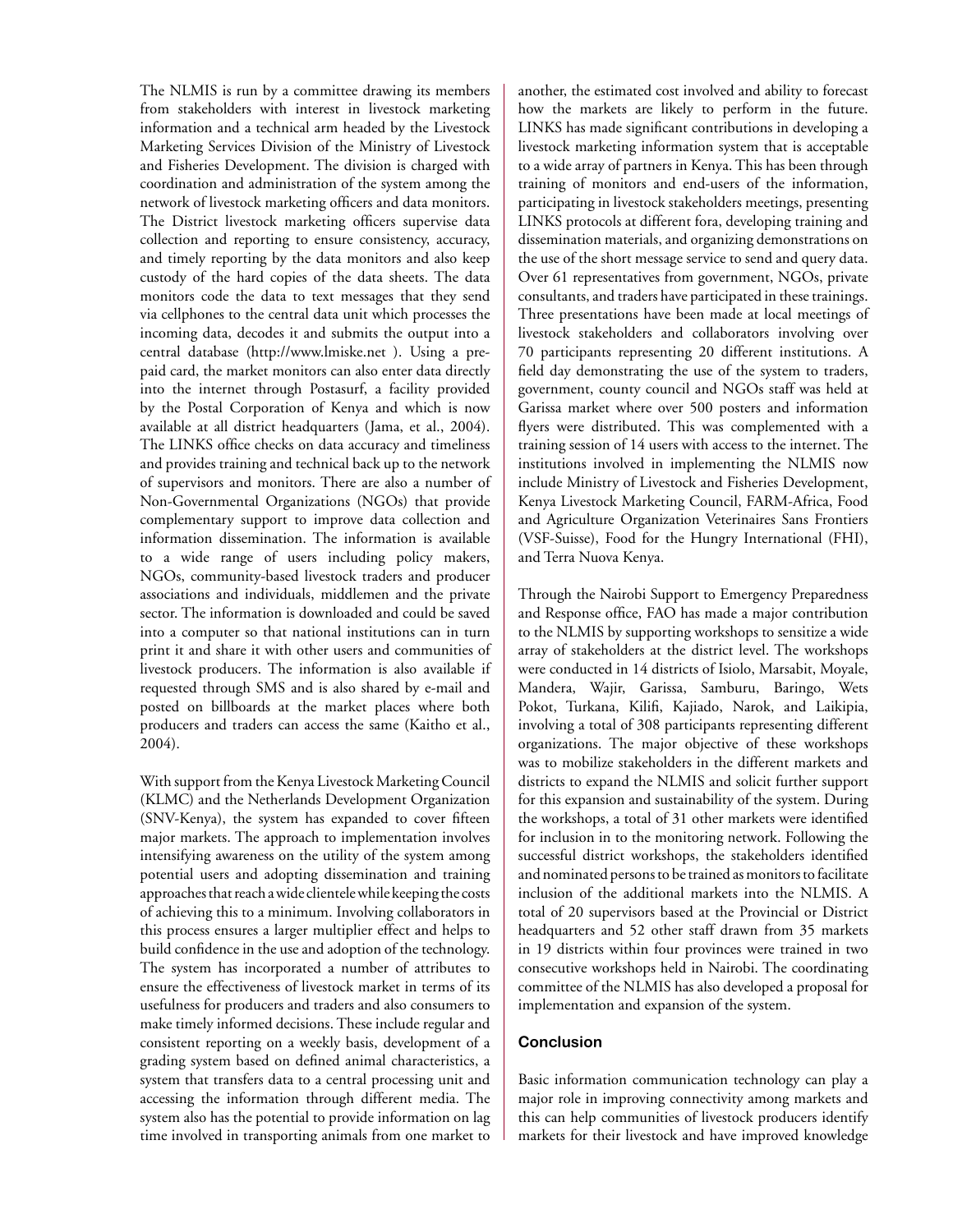The NLMIS is run by a committee drawing its members from stakeholders with interest in livestock marketing information and a technical arm headed by the Livestock Marketing Services Division of the Ministry of Livestock and Fisheries Development. The division is charged with coordination and administration of the system among the network of livestock marketing officers and data monitors. The District livestock marketing officers supervise data collection and reporting to ensure consistency, accuracy, and timely reporting by the data monitors and also keep custody of the hard copies of the data sheets. The data monitors code the data to text messages that they send via cellphones to the central data unit which processes the incoming data, decodes it and submits the output into a central database (http://www.lmiske.net ). Using a pre-paid card, the market monitors can also enter data directly into the internet through Postasurf, a facility provided by the Postal Corporation of Kenya and which is now available at all district headquarters (Jama, et al., 2004). The LINKS office checks on data accuracy and timeliness and provides training and technical back up to the network of supervisors and monitors. There are also a number of Non-Governmental Organizations (NGOs) that provide complementary support to improve data collection and information dissemination. The information is available to a wide range of users including policy makers, NGOs, community-based livestock traders and producer associations and individuals, middlemen and the private sector. The information is downloaded and could be saved into a computer so that national institutions can in turn print it and share it with other users and communities of livestock producers. The information is also available if requested through SMS and is also shared by e-mail and posted on billboards at the market places where both producers and traders can access the same (Kaitho et al., 2004).

With support from the Kenya Livestock Marketing Council (KLMC) and the Netherlands Development Organization (SNV-Kenya), the system has expanded to cover fifteen major markets. The approach to implementation involves intensifying awareness on the utility of the system among potential users and adopting dissemination and training approaches that reach a wide clientele while keeping the costs of achieving this to a minimum. Involving collaborators in this process ensures a larger multiplier effect and helps to build confidence in the use and adoption of the technology. The system has incorporated a number of attributes to ensure the effectiveness of livestock market in terms of its usefulness for producers and traders and also consumers to make timely informed decisions. These include regular and consistent reporting on a weekly basis, development of a grading system based on defined animal characteristics, a system that transfers data to a central processing unit and accessing the information through different media. The system also has the potential to provide information on lag time involved in transporting animals from one market to another, the estimated cost involved and ability to forecast how the markets are likely to perform in the future. LINKS has made significant contributions in developing a livestock marketing information system that is acceptable to a wide array of partners in Kenya. This has been through training of monitors and end-users of the information, participating in livestock stakeholders meetings, presenting LINKS protocols at different fora, developing training and dissemination materials, and organizing demonstrations on the use of the short message service to send and query data. Over 61 representatives from government, NGOs, private consultants, and traders have participated in these trainings. Three presentations have been made at local meetings of livestock stakeholders and collaborators involving over 70 participants representing 20 different institutions. A field day demonstrating the use of the system to traders, government, county council and NGOs staff was held at Garissa market where over 500 posters and information flyers were distributed. This was complemented with a training session of 14 users with access to the internet. The institutions involved in implementing the NLMIS now include Ministry of Livestock and Fisheries Development, Kenya Livestock Marketing Council, FARM-Africa, Food and Agriculture Organization Veterinaires Sans Frontiers (VSF-Suisse), Food for the Hungry International (FHI), and Terra Nuova Kenya.

Through the Nairobi Support to Emergency Preparedness and Response office, FAO has made a major contribution to the NLMIS by supporting workshops to sensitize a wide array of stakeholders at the district level. The workshops were conducted in 14 districts of Isiolo, Marsabit, Moyale, Mandera, Wajir, Garissa, Samburu, Baringo, Wets Pokot, Turkana, Kilifi, Kajiado, Narok, and Laikipia, involving a total of 308 participants representing different organizations. The major objective of these workshops was to mobilize stakeholders in the different markets and districts to expand the NLMIS and solicit further support for this expansion and sustainability of the system. During the workshops, a total of 31 other markets were identified for inclusion in to the monitoring network. Following the successful district workshops, the stakeholders identified and nominated persons to be trained as monitors to facilitate inclusion of the additional markets into the NLMIS. A total of 20 supervisors based at the Provincial or District headquarters and 52 other staff drawn from 35 markets in 19 districts within four provinces were trained in two consecutive workshops held in Nairobi. The coordinating committee of the NLMIS has also developed a proposal for implementation and expansion of the system.

## Conclusion

Basic information communication technology can play a major role in improving connectivity among markets and this can help communities of livestock producers identify markets for their livestock and have improved knowledge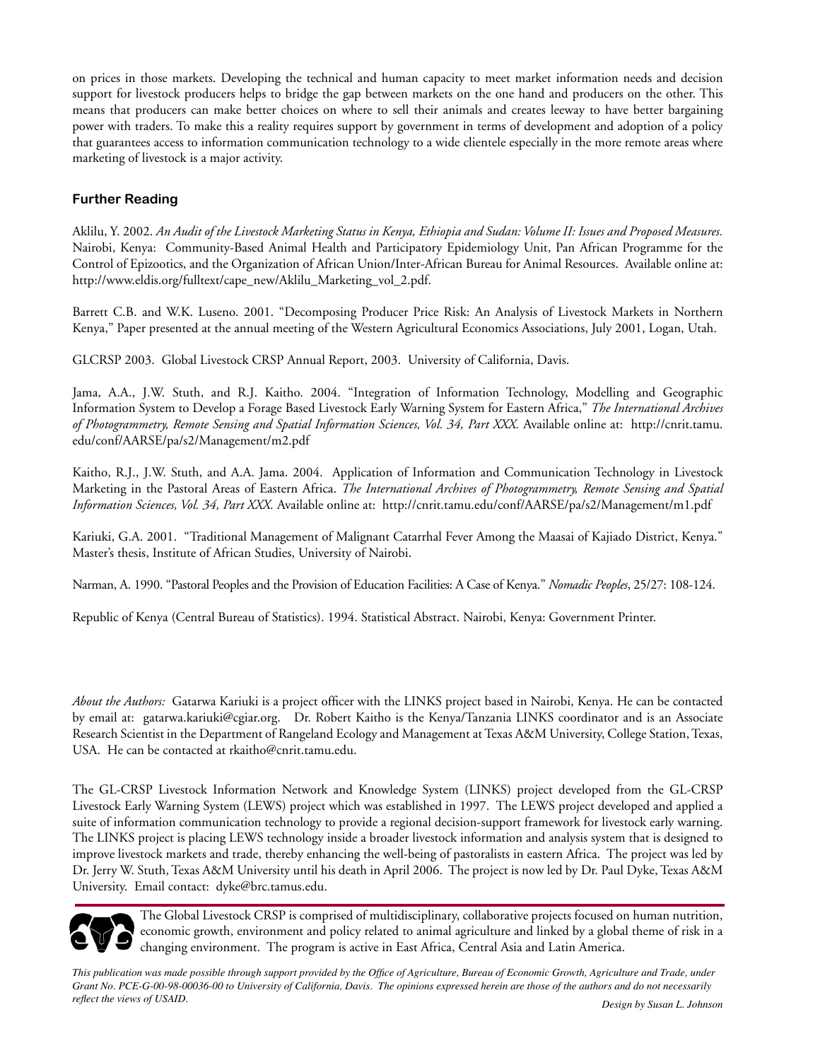on prices in those markets. Developing the technical and human capacity to meet market information needs and decision support for livestock producers helps to bridge the gap between markets on the one hand and producers on the other. This means that producers can make better choices on where to sell their animals and creates leeway to have better bargaining power with traders. To make this a reality requires support by government in terms of development and adoption of a policy that guarantees access to information communication technology to a wide clientele especially in the more remote areas where marketing of livestock is a major activity.

### Further Reading

Aklilu, Y. 2002. *An Audit of the Livestock Marketing Status in Kenya, Ethiopia and Sudan: Volume II: Issues and Proposed Measures.* Nairobi, Kenya: Community-Based Animal Health and Participatory Epidemiology Unit, Pan African Programme for the Control of Epizootics, and the Organization of African Union/Inter-African Bureau for Animal Resources. Available online at: http://www.eldis.org/fulltext/cape_new/Aklilu_Marketing_vol_2.pdf.

Barrett C.B. and W.K. Luseno. 2001. "Decomposing Producer Price Risk: An Analysis of Livestock Markets in Northern Kenya," Paper presented at the annual meeting of the Western Agricultural Economics Associations, July 2001, Logan, Utah.

GLCRSP 2003. Global Livestock CRSP Annual Report, 2003. University of California, Davis.

Jama, A.A., J.W. Stuth, and R.J. Kaitho. 2004. "Integration of Information Technology, Modelling and Geographic Information System to Develop a Forage Based Livestock Early Warning System for Eastern Africa," *The International Archives of Photogrammetry, Remote Sensing and Spatial Information Sciences, Vol. 34, Part XXX.* Available online at: http://cnrit.tamu.edu/conf/AARSE/pa/s2/Management/m2.pdf

Kaitho, R.J., J.W. Stuth, and A.A. Jama. 2004. Application of Information and Communication Technology in Livestock Marketing in the Pastoral Areas of Eastern Africa. *The International Archives of Photogrammetry, Remote Sensing and Spatial Information Sciences, Vol. 34, Part XXX.* Available online at: http://cnrit.tamu.edu/conf/AARSE/pa/s2/Management/m1.pdf

Kariuki, G.A. 2001. "Traditional Management of Malignant Catarrhal Fever Among the Maasai of Kajiado District, Kenya." Master's thesis, Institute of African Studies, University of Nairobi.

Narman, A. 1990. "Pastoral Peoples and the Provision of Education Facilities: A Case of Kenya." *Nomadic Peoples*, 25/27: 108-124.

Republic of Kenya (Central Bureau of Statistics). 1994. Statistical Abstract. Nairobi, Kenya: Government Printer.

*About the Authors:* Gatarwa Kariuki is a project officer with the LINKS project based in Nairobi, Kenya. He can be contacted by email at: gatarwa.kariuki@cgiar.org. Dr. Robert Kaitho is the Kenya/Tanzania LINKS coordinator and is an Associate Research Scientist in the Department of Rangeland Ecology and Management at Texas A&M University, College Station, Texas, USA. He can be contacted at rkaitho@cnrit.tamu.edu.

The GL-CRSP Livestock Information Network and Knowledge System (LINKS) project developed from the GL-CRSP Livestock Early Warning System (LEWS) project which was established in 1997. The LEWS project developed and applied a suite of information communication technology to provide a regional decision-support framework for livestock early warning. The LINKS project is placing LEWS technology inside a broader livestock information and analysis system that is designed to improve livestock markets and trade, thereby enhancing the well-being of pastoralists in eastern Africa. The project was led by Dr. Jerry W. Stuth, Texas A&M University until his death in April 2006. The project is now led by Dr. Paul Dyke, Texas A&M University. Email contact: dyke@brc.tamus.edu.

The Global Livestock CRSP is comprised of multidisciplinary, collaborative projects focused on human nutrition, economic growth, environment and policy related to animal agriculture and linked by a global theme of risk in a changing environment. The program is active in East Africa, Central Asia and Latin America.

*This publication was made possible through support provided by the Office of Agriculture, Bureau of Economic Growth, Agriculture and Trade, under Grant No. PCE-G-00-98-00036-00 to University of California, Davis. The opinions expressed herein are those of the authors and do not necessarily reflect the views of USAID.*

*Design by Susan L. Johnson*